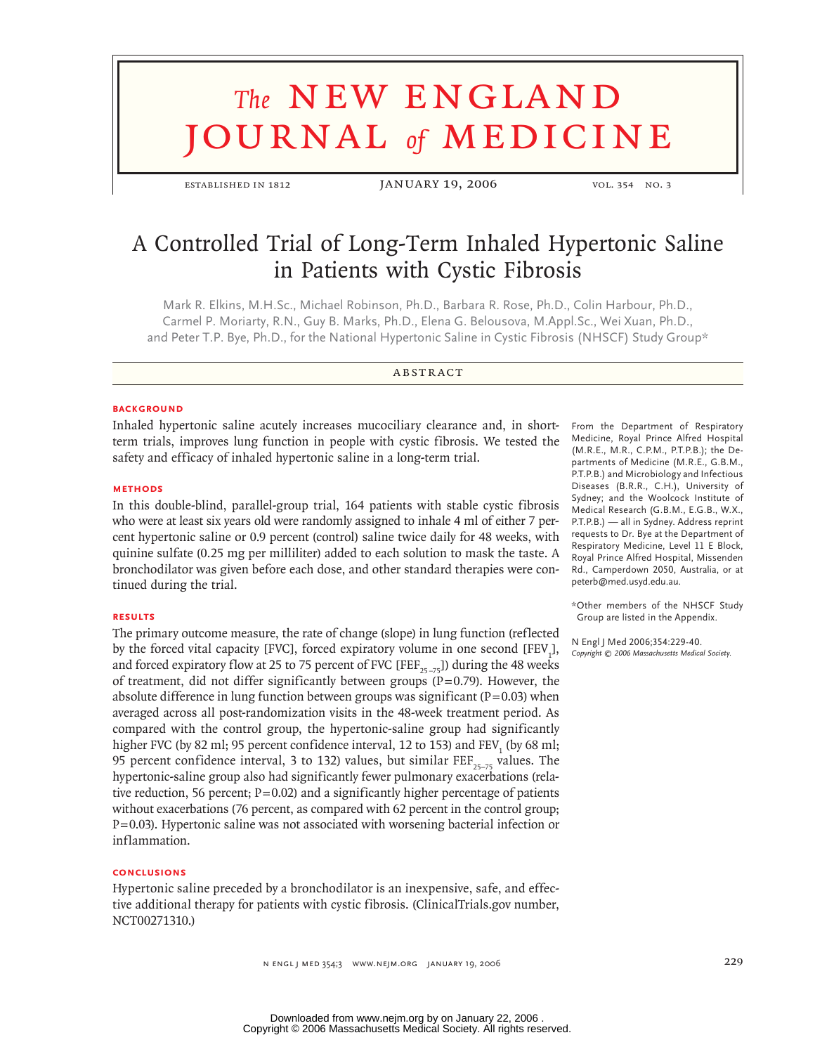# The NEW ENGLAND JOURNAL of MEDICINE

ESTABLISHED IN 1812 JANUARY 19, 2006 VOL. 354 NO. 3

## A Controlled Trial of Long-Term Inhaled Hypertonic Saline in Patients with Cystic Fibrosis

Mark R. Elkins, M.H.Sc., Michael Robinson, Ph.D., Barbara R. Rose, Ph.D., Colin Harbour, Ph.D., Carmel P. Moriarty, R.N., Guy B. Marks, Ph.D., Elena G. Belousova, M.Appl.Sc., Wei Xuan, Ph.D., and Peter T.P. Bye, Ph.D., for the National Hypertonic Saline in Cystic Fibrosis (NHSCF) Study Group*

### ABSTRACT

#### BACKGROUND

Inhaled hypertonic saline acutely increases mucociliary clearance and, in short-term trials, improves lung function in people with cystic fibrosis. We tested the safety and efficacy of inhaled hypertonic saline in a long-term trial.

#### METHODS

In this double-blind, parallel-group trial, 164 patients with stable cystic fibrosis who were at least six years old were randomly assigned to inhale 4 ml of either 7 percent hypertonic saline or 0.9 percent (control) saline twice daily for 48 weeks, with quinine sulfate (0.25 mg per milliliter) added to each solution to mask the taste. A bronchodilator was given before each dose, and other standard therapies were continued during the trial.

#### RESULTS

The primary outcome measure, the rate of change (slope) in lung function (reflected by the forced vital capacity [FVC], forced expiratory volume in one second [$FEV_1$], and forced expiratory flow at 25 to 75 percent of FVC [$FEF_{25-75}$]) during the 48 weeks of treatment, did not differ significantly between groups (P=0.79). However, the absolute difference in lung function between groups was significant (P=0.03) when averaged across all post-randomization visits in the 48-week treatment period. As compared with the control group, the hypertonic-saline group had significantly higher FVC (by 82 ml; 95 percent confidence interval, 12 to 153) and $FEV_1$ (by 68 ml; 95 percent confidence interval, 3 to 132) values, but similar $FEF_{25-75}$ values. The hypertonic-saline group also had significantly fewer pulmonary exacerbations (relative reduction, 56 percent; P=0.02) and a significantly higher percentage of patients without exacerbations (76 percent, as compared with 62 percent in the control group; P=0.03). Hypertonic saline was not associated with worsening bacterial infection or inflammation.

#### CONCLUSIONS

Hypertonic saline preceded by a bronchodilator is an inexpensive, safe, and effective additional therapy for patients with cystic fibrosis. (ClinicalTrials.gov number, NCT00271310.)

From the Department of Respiratory Medicine, Royal Prince Alfred Hospital (M.R.E., M.R., C.P.M., P.T.P.B.); the Departments of Medicine (M.R.E., G.B.M., P.T.P.B.) and Microbiology and Infectious Diseases (B.R.R., C.H.), University of Sydney; and the Woolcock Institute of Medical Research (G.B.M., E.G.B., W.X., P.T.P.B.) — all in Sydney. Address reprint requests to Dr. Bye at the Department of Respiratory Medicine, Level 11 E Block, Royal Prince Alfred Hospital, Missenden Rd., Camperdown 2050, Australia, or at peterb@med.usyd.edu.au.

*Other members of the NHSCF Study Group are listed in the Appendix.

N Engl J Med 2006;354:229-40.
*Copyright © 2006 Massachusetts Medical Society.*

Downloaded from www.nejm.org by on January 22, 2006 .
Copyright © 2006 Massachusetts Medical Society. All rights reserved.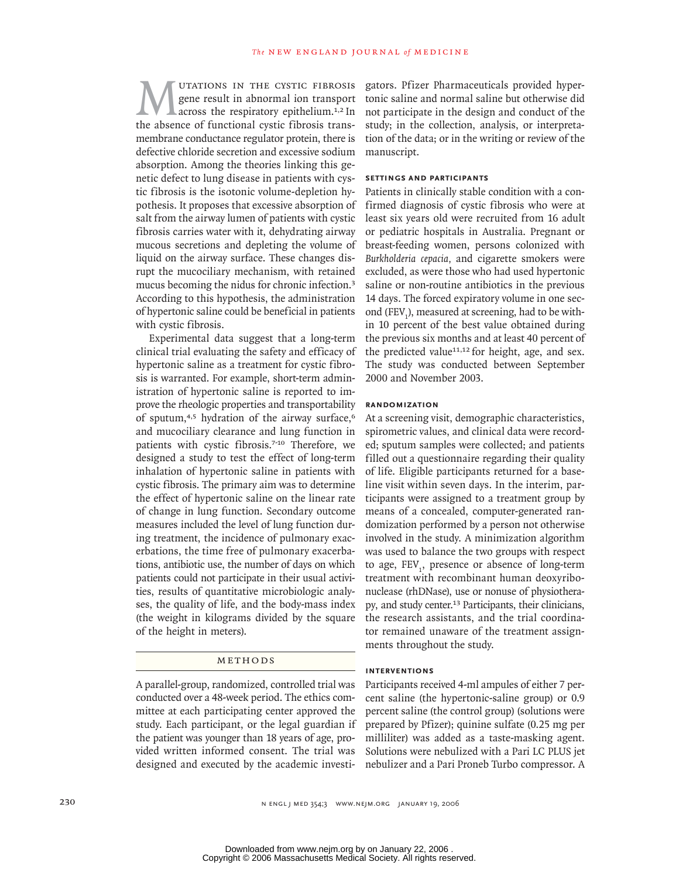Mutations in the cystic fibrosis gene result in abnormal ion transport across the respiratory epithelium.[1,2] In the absence of functional cystic fibrosis transmembrane conductance regulator protein, there is defective chloride secretion and excessive sodium absorption. Among the theories linking this genetic defect to lung disease in patients with cystic fibrosis is the isotonic volume-depletion hypothesis. It proposes that excessive absorption of salt from the airway lumen of patients with cystic fibrosis carries water with it, dehydrating airway mucous secretions and depleting the volume of liquid on the airway surface. These changes disrupt the mucociliary mechanism, with retained mucus becoming the nidus for chronic infection.[3] According to this hypothesis, the administration of hypertonic saline could be beneficial in patients with cystic fibrosis.

Experimental data suggest that a long-term clinical trial evaluating the safety and efficacy of hypertonic saline as a treatment for cystic fibrosis is warranted. For example, short-term administration of hypertonic saline is reported to improve the rheologic properties and transportability of sputum,[4,5] hydration of the airway surface,[6] and mucociliary clearance and lung function in patients with cystic fibrosis.[7-10] Therefore, we designed a study to test the effect of long-term inhalation of hypertonic saline in patients with cystic fibrosis. The primary aim was to determine the effect of hypertonic saline on the linear rate of change in lung function. Secondary outcome measures included the level of lung function during treatment, the incidence of pulmonary exacerbations, the time free of pulmonary exacerbations, antibiotic use, the number of days on which patients could not participate in their usual activities, results of quantitative microbiologic analyses, the quality of life, and the body-mass index (the weight in kilograms divided by the square of the height in meters).

## Methods

A parallel-group, randomized, controlled trial was conducted over a 48-week period. The ethics committee at each participating center approved the study. Each participant, or the legal guardian if the patient was younger than 18 years of age, provided written informed consent. The trial was designed and executed by the academic investigators. Pfizer Pharmaceuticals provided hypertonic saline and normal saline but otherwise did not participate in the design and conduct of the study; in the collection, analysis, or interpretation of the data; or in the writing or review of the manuscript.

### Settings and Participants

Patients in clinically stable condition with a confirmed diagnosis of cystic fibrosis who were at least six years old were recruited from 16 adult or pediatric hospitals in Australia. Pregnant or breast-feeding women, persons colonized with *Burkholderia cepacia*, and cigarette smokers were excluded, as were those who had used hypertonic saline or non-routine antibiotics in the previous 14 days. The forced expiratory volume in one second ($FEV_1$), measured at screening, had to be within 10 percent of the best value obtained during the previous six months and at least 40 percent of the predicted value[11,12] for height, age, and sex. The study was conducted between September 2000 and November 2003.

### Randomization

At a screening visit, demographic characteristics, spirometric values, and clinical data were recorded; sputum samples were collected; and patients filled out a questionnaire regarding their quality of life. Eligible participants returned for a baseline visit within seven days. In the interim, participants were assigned to a treatment group by means of a concealed, computer-generated randomization performed by a person not otherwise involved in the study. A minimization algorithm was used to balance the two groups with respect to age, $FEV_1$, presence or absence of long-term treatment with recombinant human deoxyribonuclease (rhDNase), use or nonuse of physiotherapy, and study center.[13] Participants, their clinicians, the research assistants, and the trial coordinator remained unaware of the treatment assignments throughout the study.

### Interventions

Participants received 4-ml ampules of either 7 percent saline (the hypertonic-saline group) or 0.9 percent saline (the control group) (solutions were prepared by Pfizer); quinine sulfate (0.25 mg per milliliter) was added as a taste-masking agent. Solutions were nebulized with a Pari LC PLUS jet nebulizer and a Pari Proneb Turbo compressor. A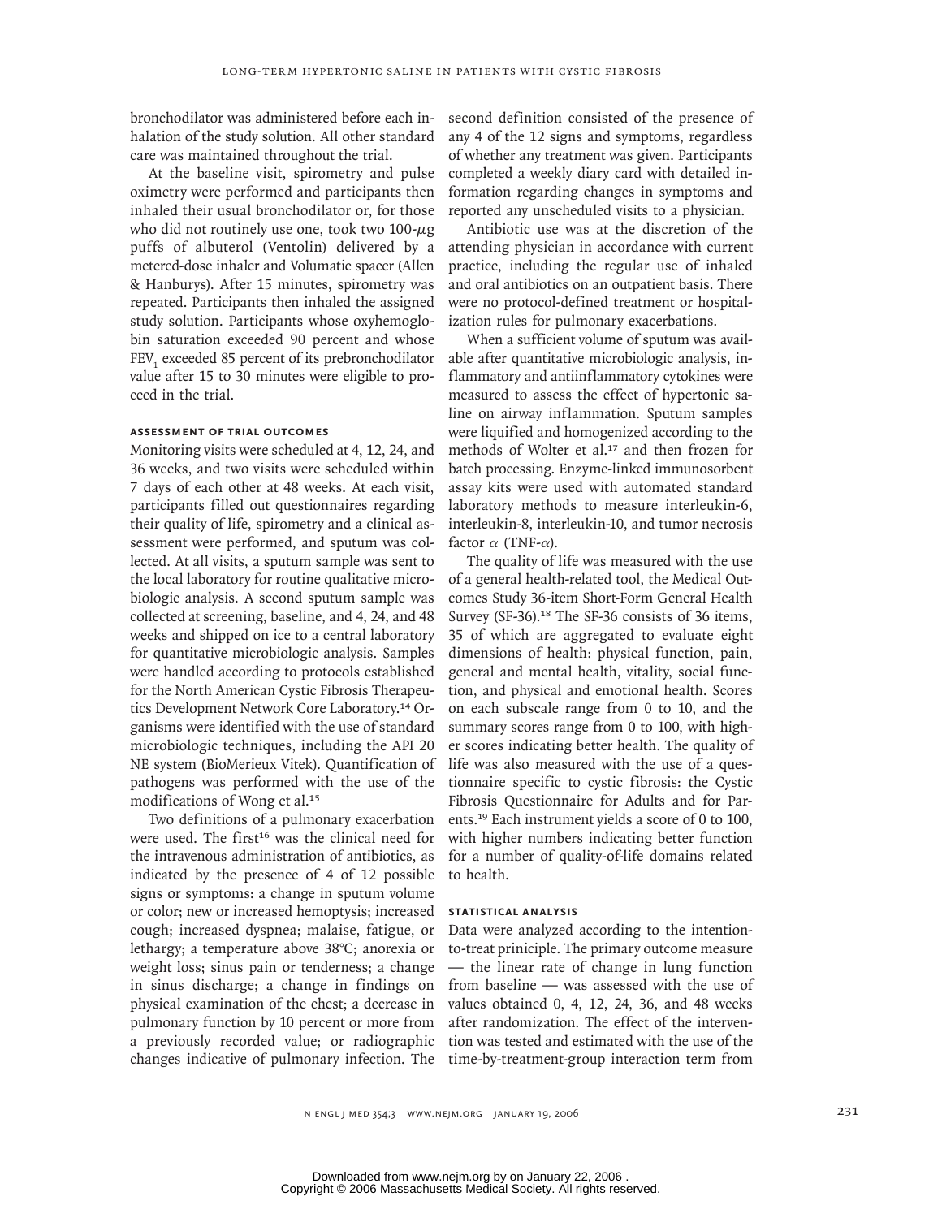bronchodilator was administered before each inhalation of the study solution. All other standard care was maintained throughout the trial.

At the baseline visit, spirometry and pulse oximetry were performed and participants then inhaled their usual bronchodilator or, for those who did not routinely use one, took two 100-$\mu$g puffs of albuterol (Ventolin) delivered by a metered-dose inhaler and Volumatic spacer (Allen & Hanburys). After 15 minutes, spirometry was repeated. Participants then inhaled the assigned study solution. Participants whose oxyhemoglobin saturation exceeded 90 percent and whose $FEV_1$ exceeded 85 percent of its prebronchodilator value after 15 to 30 minutes were eligible to proceed in the trial.

### ASSESSMENT OF TRIAL OUTCOMES

Monitoring visits were scheduled at 4, 12, 24, and 36 weeks, and two visits were scheduled within 7 days of each other at 48 weeks. At each visit, participants filled out questionnaires regarding their quality of life, spirometry and a clinical assessment were performed, and sputum was collected. At all visits, a sputum sample was sent to the local laboratory for routine qualitative microbiologic analysis. A second sputum sample was collected at screening, baseline, and 4, 24, and 48 weeks and shipped on ice to a central laboratory for quantitative microbiologic analysis. Samples were handled according to protocols established for the North American Cystic Fibrosis Therapeutics Development Network Core Laboratory.[14] Organisms were identified with the use of standard microbiologic techniques, including the API 20 NE system (BioMerieux Vitek). Quantification of pathogens was performed with the use of the modifications of Wong et al.[15]

Two definitions of a pulmonary exacerbation were used. The first[16] was the clinical need for the intravenous administration of antibiotics, as indicated by the presence of 4 of 12 possible signs or symptoms: a change in sputum volume or color; new or increased hemoptysis; increased cough; increased dyspnea; malaise, fatigue, or lethargy; a temperature above 38°C; anorexia or weight loss; sinus pain or tenderness; a change in sinus discharge; a change in findings on physical examination of the chest; a decrease in pulmonary function by 10 percent or more from a previously recorded value; or radiographic changes indicative of pulmonary infection. The second definition consisted of the presence of any 4 of the 12 signs and symptoms, regardless of whether any treatment was given. Participants completed a weekly diary card with detailed information regarding changes in symptoms and reported any unscheduled visits to a physician.

Antibiotic use was at the discretion of the attending physician in accordance with current practice, including the regular use of inhaled and oral antibiotics on an outpatient basis. There were no protocol-defined treatment or hospitalization rules for pulmonary exacerbations.

When a sufficient volume of sputum was available after quantitative microbiologic analysis, inflammatory and antiinflammatory cytokines were measured to assess the effect of hypertonic saline on airway inflammation. Sputum samples were liquified and homogenized according to the methods of Wolter et al.[17] and then frozen for batch processing. Enzyme-linked immunosorbent assay kits were used with automated standard laboratory methods to measure interleukin-6, interleukin-8, interleukin-10, and tumor necrosis factor $\alpha$ (TNF-$\alpha$).

The quality of life was measured with the use of a general health-related tool, the Medical Outcomes Study 36-item Short-Form General Health Survey (SF-36).[18] The SF-36 consists of 36 items, 35 of which are aggregated to evaluate eight dimensions of health: physical function, pain, general and mental health, vitality, social function, and physical and emotional health. Scores on each subscale range from 0 to 10, and the summary scores range from 0 to 100, with higher scores indicating better health. The quality of life was also measured with the use of a questionnaire specific to cystic fibrosis: the Cystic Fibrosis Questionnaire for Adults and for Parents.[19] Each instrument yields a score of 0 to 100, with higher numbers indicating better function for a number of quality-of-life domains related to health.

### STATISTICAL ANALYSIS

Data were analyzed according to the intention-to-treat priniciple. The primary outcome measure — the linear rate of change in lung function from baseline — was assessed with the use of values obtained 0, 4, 12, 24, 36, and 48 weeks after randomization. The effect of the intervention was tested and estimated with the use of the time-by-treatment-group interaction term from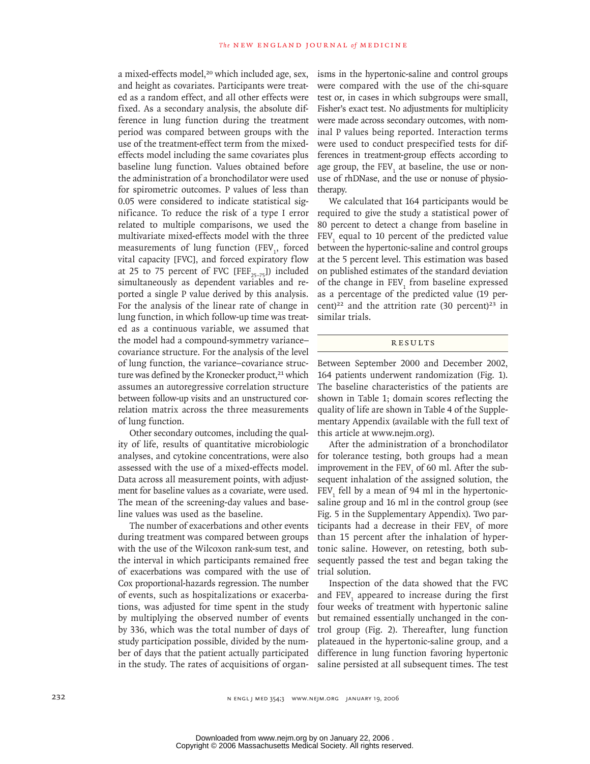a mixed-effects model,[20] which included age, sex, and height as covariates. Participants were treated as a random effect, and all other effects were fixed. As a secondary analysis, the absolute difference in lung function during the treatment period was compared between groups with the use of the treatment-effect term from the mixed-effects model including the same covariates plus baseline lung function. Values obtained before the administration of a bronchodilator were used for spirometric outcomes. P values of less than 0.05 were considered to indicate statistical significance. To reduce the risk of a type I error related to multiple comparisons, we used the multivariate mixed-effects model with the three measurements of lung function ($FEV_1$, forced vital capacity [FVC], and forced expiratory flow at 25 to 75 percent of FVC [$FEF_{25-75}$]) included simultaneously as dependent variables and reported a single P value derived by this analysis. For the analysis of the linear rate of change in lung function, in which follow-up time was treated as a continuous variable, we assumed that the model had a compound-symmetry variance–covariance structure. For the analysis of the level of lung function, the variance–covariance structure was defined by the Kronecker product,[21] which assumes an autoregressive correlation structure between follow-up visits and an unstructured correlation matrix across the three measurements of lung function.

Other secondary outcomes, including the quality of life, results of quantitative microbiologic analyses, and cytokine concentrations, were also assessed with the use of a mixed-effects model. Data across all measurement points, with adjustment for baseline values as a covariate, were used. The mean of the screening-day values and baseline values was used as the baseline.

The number of exacerbations and other events during treatment was compared between groups with the use of the Wilcoxon rank-sum test, and the interval in which participants remained free of exacerbations was compared with the use of Cox proportional-hazards regression. The number of events, such as hospitalizations or exacerbations, was adjusted for time spent in the study by multiplying the observed number of events by 336, which was the total number of days of study participation possible, divided by the number of days that the patient actually participated in the study. The rates of acquisitions of organisms in the hypertonic-saline and control groups were compared with the use of the chi-square test or, in cases in which subgroups were small, Fisher's exact test. No adjustments for multiplicity were made across secondary outcomes, with nominal P values being reported. Interaction terms were used to conduct prespecified tests for differences in treatment-group effects according to age group, the $FEV_1$ at baseline, the use or nonuse of rhDNase, and the use or nonuse of physiotherapy.

We calculated that 164 participants would be required to give the study a statistical power of 80 percent to detect a change from baseline in $FEV_1$ equal to 10 percent of the predicted value between the hypertonic-saline and control groups at the 5 percent level. This estimation was based on published estimates of the standard deviation of the change in $FEV_1$ from baseline expressed as a percentage of the predicted value (19 percent)[22] and the attrition rate (30 percent)[23] in similar trials.

## RESULTS

Between September 2000 and December 2002, 164 patients underwent randomization (Fig. 1). The baseline characteristics of the patients are shown in Table 1; domain scores reflecting the quality of life are shown in Table 4 of the Supplementary Appendix (available with the full text of this article at www.nejm.org).

After the administration of a bronchodilator for tolerance testing, both groups had a mean improvement in the $FEV_1$ of 60 ml. After the subsequent inhalation of the assigned solution, the $FEV_1$ fell by a mean of 94 ml in the hypertonic-saline group and 16 ml in the control group (see Fig. 5 in the Supplementary Appendix). Two participants had a decrease in their $FEV_1$ of more than 15 percent after the inhalation of hypertonic saline. However, on retesting, both subsequently passed the test and began taking the trial solution.

Inspection of the data showed that the FVC and $FEV_1$ appeared to increase during the first four weeks of treatment with hypertonic saline but remained essentially unchanged in the control group (Fig. 2). Thereafter, lung function plateaued in the hypertonic-saline group, and a difference in lung function favoring hypertonic saline persisted at all subsequent times. The test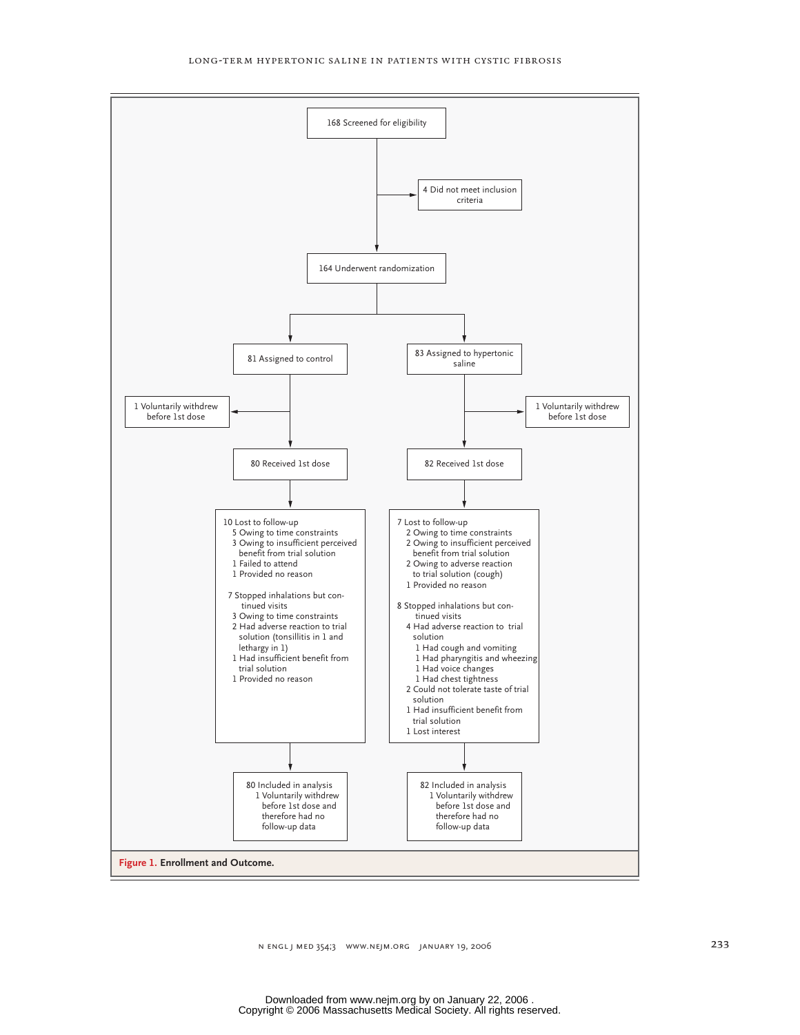168 Screened for eligibility

4 Did not meet inclusion criteria

164 Underwent randomization

**Control arm**

81 Assigned to control

1 Voluntarily withdrew before 1st dose

80 Received 1st dose

10 Lost to follow-up
- 5 Owing to time constraints
- 3 Owing to insufficient perceived benefit from trial solution
- 1 Failed to attend
- 1 Provided no reason

7 Stopped inhalations but continued visits
- 3 Owing to time constraints
- 2 Had adverse reaction to trial solution (tonsillitis in 1 and lethargy in 1)
- 1 Had insufficient benefit from trial solution
- 1 Provided no reason

80 Included in analysis
- 1 Voluntarily withdrew before 1st dose and therefore had no follow-up data

**Hypertonic saline arm**

83 Assigned to hypertonic saline

1 Voluntarily withdrew before 1st dose

82 Received 1st dose

7 Lost to follow-up
- 2 Owing to time constraints
- 2 Owing to insufficient perceived benefit from trial solution
- 2 Owing to adverse reaction to trial solution (cough)
- 1 Provided no reason

8 Stopped inhalations but continued visits
- 4 Had adverse reaction to trial solution
  - 1 Had cough and vomiting
  - 1 Had pharyngitis and wheezing
  - 1 Had voice changes
  - 1 Had chest tightness
- 2 Could not tolerate taste of trial solution
- 1 Had insufficient benefit from trial solution
- 1 Lost interest

82 Included in analysis
- 1 Voluntarily withdrew before 1st dose and therefore had no follow-up data

**Figure 1. Enrollment and Outcome.**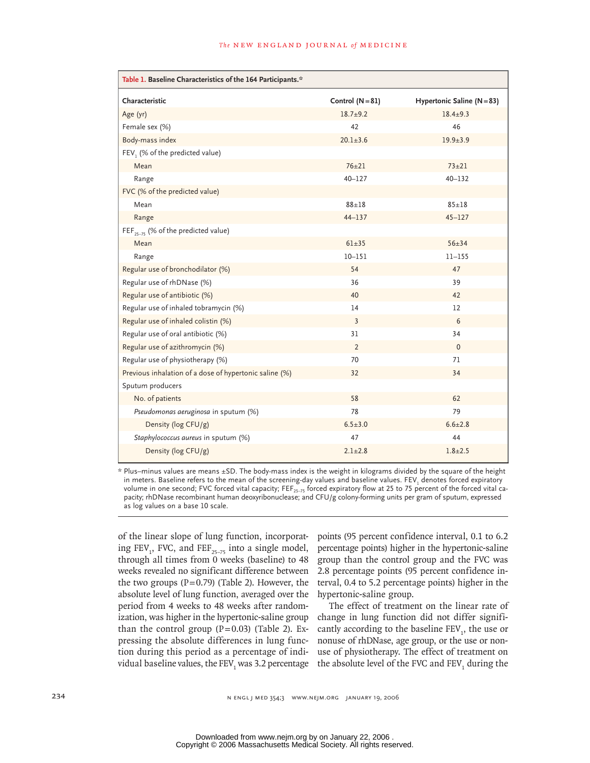**Table 1. Baseline Characteristics of the 164 Participants.***

| Characteristic | Control (N=81) | Hypertonic Saline (N=83) |
|---|---|---|
| Age (yr) | 18.7±9.2 | 18.4±9.3 |
| Female sex (%) | 42 | 46 |
| Body-mass index | 20.1±3.6 | 19.9±3.9 |
| $FEV_1$ (% of the predicted value) | | |
| Mean | 76±21 | 73±21 |
| Range | 40–127 | 40–132 |
| FVC (% of the predicted value) | | |
| Mean | 88±18 | 85±18 |
| Range | 44–137 | 45–127 |
| $FEF_{25-75}$ (% of the predicted value) | | |
| Mean | 61±35 | 56±34 |
| Range | 10–151 | 11–155 |
| Regular use of bronchodilator (%) | 54 | 47 |
| Regular use of rhDNase (%) | 36 | 39 |
| Regular use of antibiotic (%) | 40 | 42 |
| Regular use of inhaled tobramycin (%) | 14 | 12 |
| Regular use of inhaled colistin (%) | 3 | 6 |
| Regular use of oral antibiotic (%) | 31 | 34 |
| Regular use of azithromycin (%) | 2 | 0 |
| Regular use of physiotherapy (%) | 70 | 71 |
| Previous inhalation of a dose of hypertonic saline (%) | 32 | 34 |
| Sputum producers | | |
| No. of patients | 58 | 62 |
| *Pseudomonas aeruginosa* in sputum (%) | 78 | 79 |
| Density (log CFU/g) | 6.5±3.0 | 6.6±2.8 |
| *Staphylococcus aureus* in sputum (%) | 47 | 44 |
| Density (log CFU/g) | 2.1±2.8 | 1.8±2.5 |

* Plus–minus values are means ±SD. The body-mass index is the weight in kilograms divided by the square of the height in meters. Baseline refers to the mean of the screening-day values and baseline values. $FEV_1$ denotes forced expiratory volume in one second; FVC forced vital capacity; $FEF_{25-75}$ forced expiratory flow at 25 to 75 percent of the forced vital capacity; rhDNase recombinant human deoxyribonuclease; and CFU/g colony-forming units per gram of sputum, expressed as log values on a base 10 scale.

of the linear slope of lung function, incorporating $FEV_1$, FVC, and $FEF_{25-75}$ into a single model, through all times from 0 weeks (baseline) to 48 weeks revealed no significant difference between the two groups (P=0.79) (Table 2). However, the absolute level of lung function, averaged over the period from 4 weeks to 48 weeks after randomization, was higher in the hypertonic-saline group than the control group (P=0.03) (Table 2). Expressing the absolute differences in lung function during this period as a percentage of individual baseline values, the $FEV_1$ was 3.2 percentage points (95 percent confidence interval, 0.1 to 6.2 percentage points) higher in the hypertonic-saline group than the control group and the FVC was 2.8 percentage points (95 percent confidence interval, 0.4 to 5.2 percentage points) higher in the hypertonic-saline group.

The effect of treatment on the linear rate of change in lung function did not differ significantly according to the baseline $FEV_1$, the use or nonuse of rhDNase, age group, or the use or nonuse of physiotherapy. The effect of treatment on the absolute level of the FVC and $FEV_1$ during the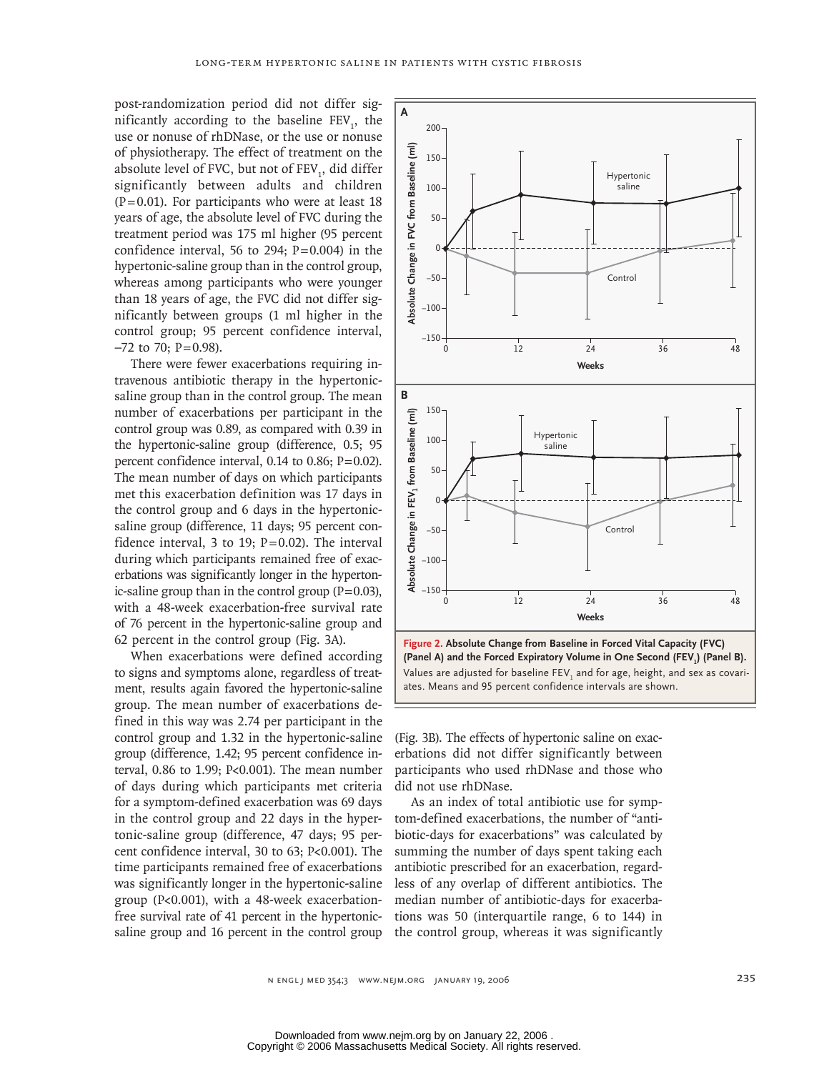post-randomization period did not differ significantly according to the baseline $FEV_1$, the use or nonuse of rhDNase, or the use or nonuse of physiotherapy. The effect of treatment on the absolute level of FVC, but not of $FEV_1$, did differ significantly between adults and children ($P=0.01$). For participants who were at least 18 years of age, the absolute level of FVC during the treatment period was 175 ml higher (95 percent confidence interval, 56 to 294; $P=0.004$) in the hypertonic-saline group than in the control group, whereas among participants who were younger than 18 years of age, the FVC did not differ significantly between groups (1 ml higher in the control group; 95 percent confidence interval, –72 to 70; $P=0.98$).

There were fewer exacerbations requiring intravenous antibiotic therapy in the hypertonic-saline group than in the control group. The mean number of exacerbations per participant in the control group was 0.89, as compared with 0.39 in the hypertonic-saline group (difference, 0.5; 95 percent confidence interval, 0.14 to 0.86; $P=0.02$). The mean number of days on which participants met this exacerbation definition was 17 days in the control group and 6 days in the hypertonic-saline group (difference, 11 days; 95 percent confidence interval, 3 to 19; $P=0.02$). The interval during which participants remained free of exacerbations was significantly longer in the hypertonic-saline group than in the control group ($P=0.03$), with a 48-week exacerbation-free survival rate of 76 percent in the hypertonic-saline group and 62 percent in the control group (Fig. 3A).

When exacerbations were defined according to signs and symptoms alone, regardless of treatment, results again favored the hypertonic-saline group. The mean number of exacerbations defined in this way was 2.74 per participant in the control group and 1.32 in the hypertonic-saline group (difference, 1.42; 95 percent confidence interval, 0.86 to 1.99; $P<0.001$). The mean number of days during which participants met criteria for a symptom-defined exacerbation was 69 days in the control group and 22 days in the hypertonic-saline group (difference, 47 days; 95 percent confidence interval, 30 to 63; $P<0.001$). The time participants remained free of exacerbations was significantly longer in the hypertonic-saline group ($P<0.001$), with a 48-week exacerbation-free survival rate of 41 percent in the hypertonic-saline group and 16 percent in the control group (Fig. 3B). The effects of hypertonic saline on exacerbations did not differ significantly between participants who used rhDNase and those who did not use rhDNase.

As an index of total antibiotic use for symptom-defined exacerbations, the number of "antibiotic-days for exacerbations" was calculated by summing the number of days spent taking each antibiotic prescribed for an exacerbation, regardless of any overlap of different antibiotics. The median number of antibiotic-days for exacerbations was 50 (interquartile range, 6 to 144) in the control group, whereas it was significantly

**Figure 2. Absolute Change from Baseline in Forced Vital Capacity (FVC) (Panel A) and the Forced Expiratory Volume in One Second ($FEV_1$) (Panel B).**
Values are adjusted for baseline $FEV_1$ and for age, height, and sex as covariates. Means and 95 percent confidence intervals are shown.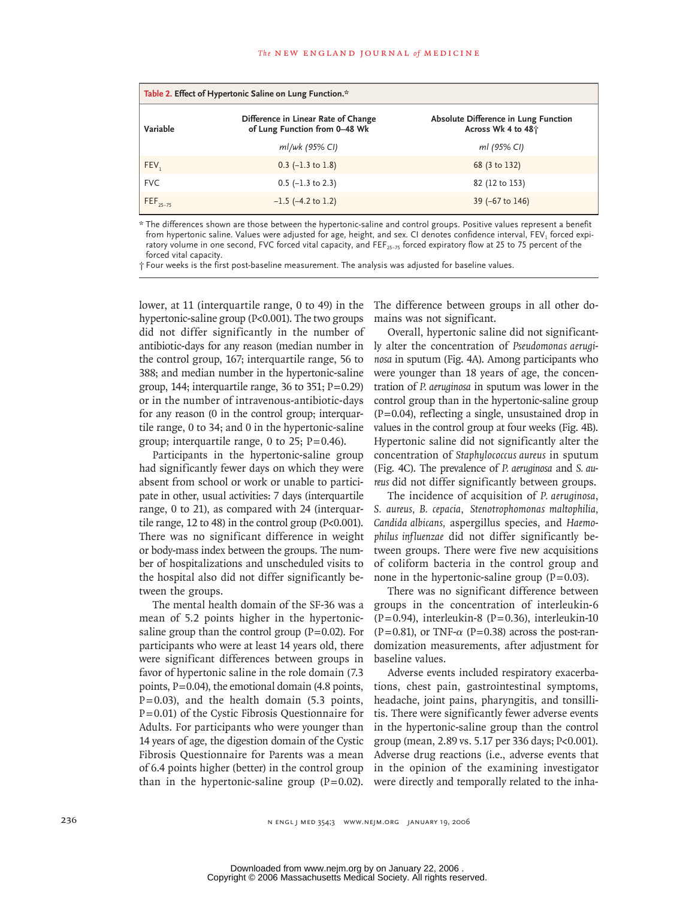**Table 2. Effect of Hypertonic Saline on Lung Function.***

| Variable | Difference in Linear Rate of Change of Lung Function from 0–48 Wk | Absolute Difference in Lung Function Across Wk 4 to 48† |
|---|---|---|
| | *ml/wk (95% CI)* | *ml (95% CI)* |
| $FEV_1$ | 0.3 (−1.3 to 1.8) | 68 (3 to 132) |
| FVC | 0.5 (−1.3 to 2.3) | 82 (12 to 153) |
| $FEF_{25-75}$ | −1.5 (−4.2 to 1.2) | 39 (−67 to 146) |

\* The differences shown are those between the hypertonic-saline and control groups. Positive values represent a benefit from hypertonic saline. Values were adjusted for age, height, and sex. CI denotes confidence interval, $FEV_1$ forced expiratory volume in one second, FVC forced vital capacity, and $FEF_{25-75}$ forced expiratory flow at 25 to 75 percent of the forced vital capacity.

† Four weeks is the first post-baseline measurement. The analysis was adjusted for baseline values.

lower, at 11 (interquartile range, 0 to 49) in the hypertonic-saline group (P<0.001). The two groups did not differ significantly in the number of antibiotic-days for any reason (median number in the control group, 167; interquartile range, 56 to 388; and median number in the hypertonic-saline group, 144; interquartile range, 36 to 351; P=0.29) or in the number of intravenous-antibiotic-days for any reason (0 in the control group; interquartile range, 0 to 34; and 0 in the hypertonic-saline group; interquartile range, 0 to 25; P=0.46).

Participants in the hypertonic-saline group had significantly fewer days on which they were absent from school or work or unable to participate in other, usual activities: 7 days (interquartile range, 0 to 21), as compared with 24 (interquartile range, 12 to 48) in the control group (P<0.001). There was no significant difference in weight or body-mass index between the groups. The number of hospitalizations and unscheduled visits to the hospital also did not differ significantly between the groups.

The mental health domain of the SF-36 was a mean of 5.2 points higher in the hypertonic-saline group than the control group (P=0.02). For participants who were at least 14 years old, there were significant differences between groups in favor of hypertonic saline in the role domain (7.3 points, P=0.04), the emotional domain (4.8 points, P=0.03), and the health domain (5.3 points, P=0.01) of the Cystic Fibrosis Questionnaire for Adults. For participants who were younger than 14 years of age, the digestion domain of the Cystic Fibrosis Questionnaire for Parents was a mean of 6.4 points higher (better) in the control group than in the hypertonic-saline group (P=0.02). The difference between groups in all other domains was not significant.

Overall, hypertonic saline did not significantly alter the concentration of *Pseudomonas aeruginosa* in sputum (Fig. 4A). Among participants who were younger than 18 years of age, the concentration of *P. aeruginosa* in sputum was lower in the control group than in the hypertonic-saline group (P=0.04), reflecting a single, unsustained drop in values in the control group at four weeks (Fig. 4B). Hypertonic saline did not significantly alter the concentration of *Staphylococcus aureus* in sputum (Fig. 4C). The prevalence of *P. aeruginosa* and *S. aureus* did not differ significantly between groups.

The incidence of acquisition of *P. aeruginosa*, *S. aureus*, *B. cepacia*, *Stenotrophomonas maltophilia*, *Candida albicans*, aspergillus species, and *Haemophilus influenzae* did not differ significantly between groups. There were five new acquisitions of coliform bacteria in the control group and none in the hypertonic-saline group (P=0.03).

There was no significant difference between groups in the concentration of interleukin-6 (P=0.94), interleukin-8 (P=0.36), interleukin-10 (P=0.81), or TNF-$\alpha$ (P=0.38) across the post-randomization measurements, after adjustment for baseline values.

Adverse events included respiratory exacerbations, chest pain, gastrointestinal symptoms, headache, joint pains, pharyngitis, and tonsillitis. There were significantly fewer adverse events in the hypertonic-saline group than the control group (mean, 2.89 vs. 5.17 per 336 days; P<0.001). Adverse drug reactions (i.e., adverse events that in the opinion of the examining investigator were directly and temporally related to the inha-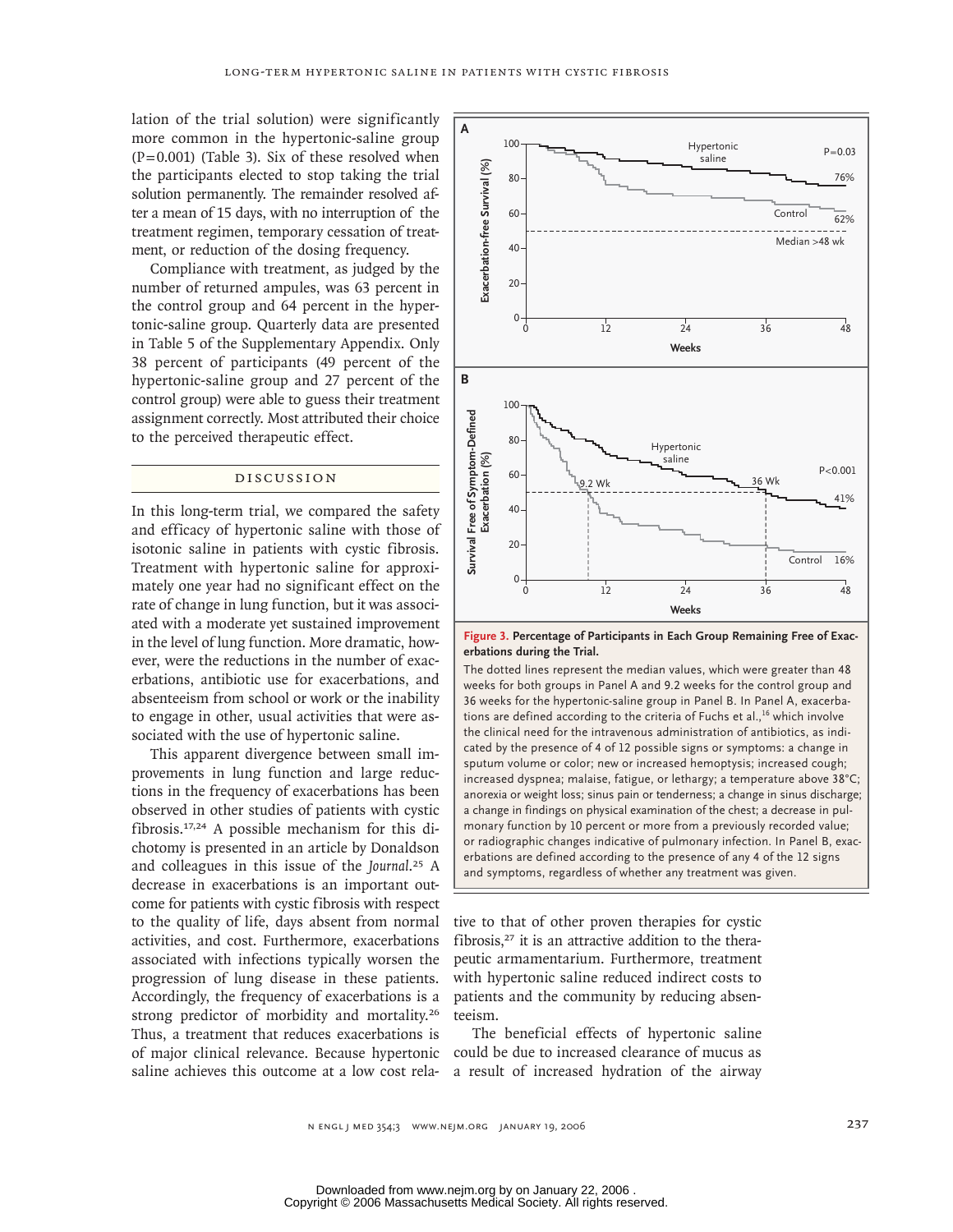lation of the trial solution) were significantly more common in the hypertonic-saline group (P=0.001) (Table 3). Six of these resolved when the participants elected to stop taking the trial solution permanently. The remainder resolved after a mean of 15 days, with no interruption of the treatment regimen, temporary cessation of treatment, or reduction of the dosing frequency.

Compliance with treatment, as judged by the number of returned ampules, was 63 percent in the control group and 64 percent in the hypertonic-saline group. Quarterly data are presented in Table 5 of the Supplementary Appendix. Only 38 percent of participants (49 percent of the hypertonic-saline group and 27 percent of the control group) were able to guess their treatment assignment correctly. Most attributed their choice to the perceived therapeutic effect.

## DISCUSSION

In this long-term trial, we compared the safety and efficacy of hypertonic saline with those of isotonic saline in patients with cystic fibrosis. Treatment with hypertonic saline for approximately one year had no significant effect on the rate of change in lung function, but it was associated with a moderate yet sustained improvement in the level of lung function. More dramatic, however, were the reductions in the number of exacerbations, antibiotic use for exacerbations, and absenteeism from school or work or the inability to engage in other, usual activities that were associated with the use of hypertonic saline.

This apparent divergence between small improvements in lung function and large reductions in the frequency of exacerbations has been observed in other studies of patients with cystic fibrosis.[17,24] A possible mechanism for this dichotomy is presented in an article by Donaldson and colleagues in this issue of the *Journal*.[25] A decrease in exacerbations is an important outcome for patients with cystic fibrosis with respect to the quality of life, days absent from normal activities, and cost. Furthermore, exacerbations associated with infections typically worsen the progression of lung disease in these patients. Accordingly, the frequency of exacerbations is a strong predictor of morbidity and mortality.[26] Thus, a treatment that reduces exacerbations is of major clinical relevance. Because hypertonic saline achieves this outcome at a low cost relative to that of other proven therapies for cystic fibrosis,[27] it is an attractive addition to the therapeutic armamentarium. Furthermore, treatment with hypertonic saline reduced indirect costs to patients and the community by reducing absenteeism.

The beneficial effects of hypertonic saline could be due to increased clearance of mucus as a result of increased hydration of the airway

**Figure 3. Percentage of Participants in Each Group Remaining Free of Exacerbations during the Trial.**

The dotted lines represent the median values, which were greater than 48 weeks for both groups in Panel A and 9.2 weeks for the control group and 36 weeks for the hypertonic-saline group in Panel B. In Panel A, exacerbations are defined according to the criteria of Fuchs et al.,[16] which involve the clinical need for the intravenous administration of antibiotics, as indicated by the presence of 4 of 12 possible signs or symptoms: a change in sputum volume or color; new or increased hemoptysis; increased cough; increased dyspnea; malaise, fatigue, or lethargy; a temperature above 38°C; anorexia or weight loss; sinus pain or tenderness; a change in sinus discharge; a change in findings on physical examination of the chest; a decrease in pulmonary function by 10 percent or more from a previously recorded value; or radiographic changes indicative of pulmonary infection. In Panel B, exacerbations are defined according to the presence of any 4 of the 12 signs and symptoms, regardless of whether any treatment was given.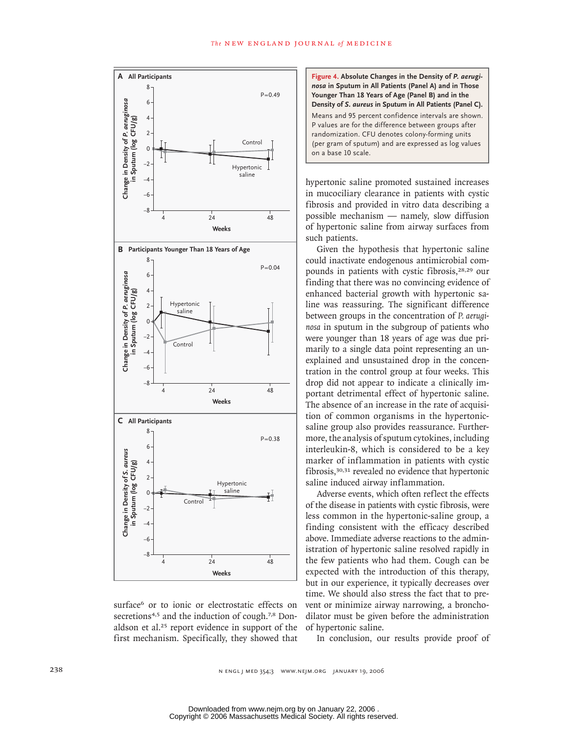**Figure 4. Absolute Changes in the Density of *P. aeruginosa* in Sputum in All Patients (Panel A) and in Those Younger Than 18 Years of Age (Panel B) and in the Density of *S. aureus* in Sputum in All Patients (Panel C).**

Means and 95 percent confidence intervals are shown. P values are for the difference between groups after randomization. CFU denotes colony-forming units (per gram of sputum) and are expressed as log values on a base 10 scale.

surface[6] or to ionic or electrostatic effects on secretions[4,5] and the induction of cough.[7,8] Donaldson et al.[25] report evidence in support of the first mechanism. Specifically, they showed that hypertonic saline promoted sustained increases in mucociliary clearance in patients with cystic fibrosis and provided in vitro data describing a possible mechanism — namely, slow diffusion of hypertonic saline from airway surfaces from such patients.

Given the hypothesis that hypertonic saline could inactivate endogenous antimicrobial compounds in patients with cystic fibrosis,[28,29] our finding that there was no convincing evidence of enhanced bacterial growth with hypertonic saline was reassuring. The significant difference between groups in the concentration of *P. aeruginosa* in sputum in the subgroup of patients who were younger than 18 years of age was due primarily to a single data point representing an unexplained and unsustained drop in the concentration in the control group at four weeks. This drop did not appear to indicate a clinically important detrimental effect of hypertonic saline. The absence of an increase in the rate of acquisition of common organisms in the hypertonic-saline group also provides reassurance. Furthermore, the analysis of sputum cytokines, including interleukin-8, which is considered to be a key marker of inflammation in patients with cystic fibrosis,[30,31] revealed no evidence that hypertonic saline induced airway inflammation.

Adverse events, which often reflect the effects of the disease in patients with cystic fibrosis, were less common in the hypertonic-saline group, a finding consistent with the efficacy described above. Immediate adverse reactions to the administration of hypertonic saline resolved rapidly in the few patients who had them. Cough can be expected with the introduction of this therapy, but in our experience, it typically decreases over time. We should also stress the fact that to prevent or minimize airway narrowing, a bronchodilator must be given before the administration of hypertonic saline.

In conclusion, our results provide proof of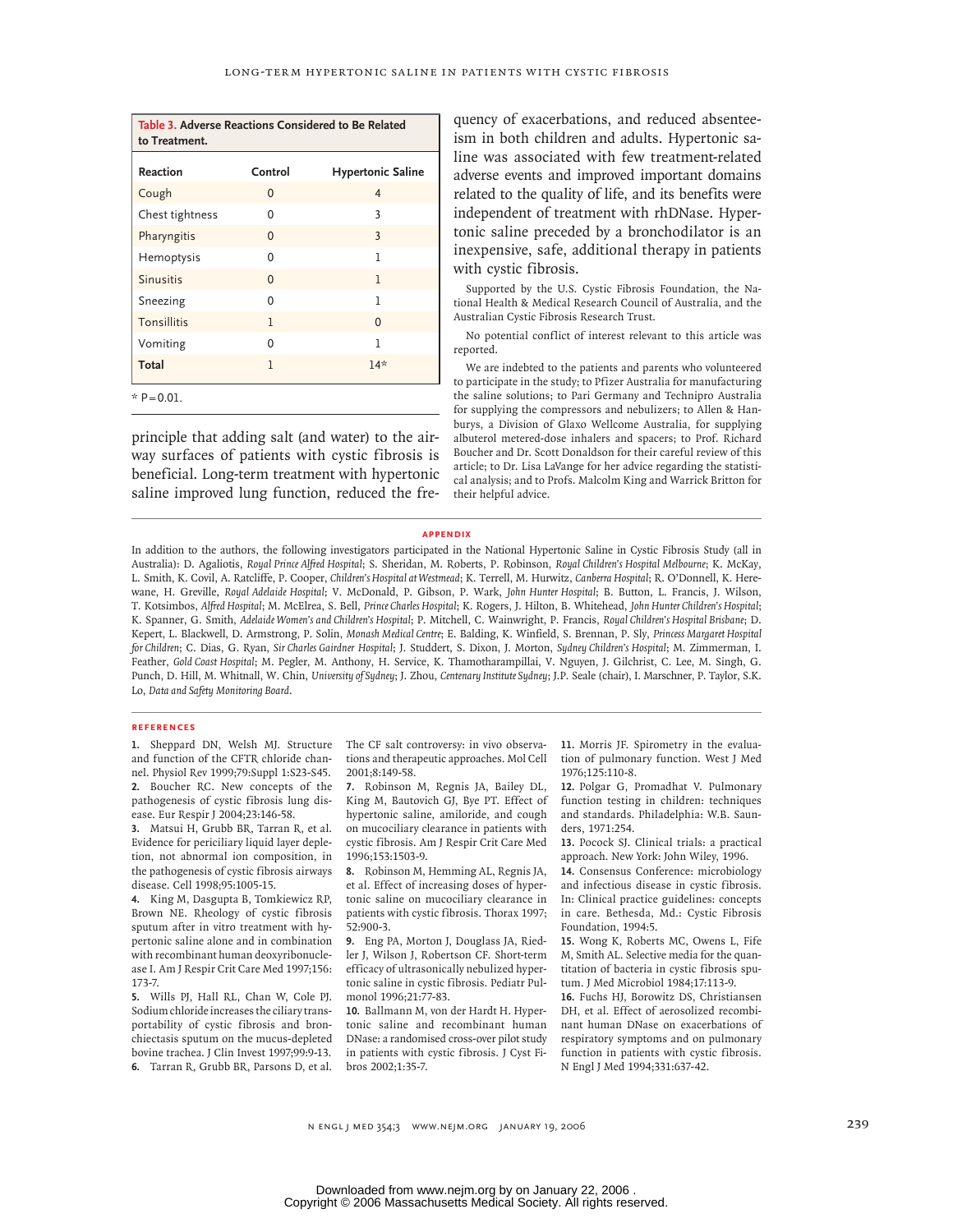**Table 3. Adverse Reactions Considered to Be Related to Treatment.**

| Reaction | Control | Hypertonic Saline |
|---|---|---|
| Cough | 0 | 4 |
| Chest tightness | 0 | 3 |
| Pharyngitis | 0 | 3 |
| Hemoptysis | 0 | 1 |
| Sinusitis | 0 | 1 |
| Sneezing | 0 | 1 |
| Tonsillitis | 1 | 0 |
| Vomiting | 0 | 1 |
| **Total** | 1 | 14* |

\* P=0.01.

principle that adding salt (and water) to the airway surfaces of patients with cystic fibrosis is beneficial. Long-term treatment with hypertonic saline improved lung function, reduced the frequency of exacerbations, and reduced absenteeism in both children and adults. Hypertonic saline was associated with few treatment-related adverse events and improved important domains related to the quality of life, and its benefits were independent of treatment with rhDNase. Hypertonic saline preceded by a bronchodilator is an inexpensive, safe, additional therapy in patients with cystic fibrosis.

Supported by the U.S. Cystic Fibrosis Foundation, the National Health & Medical Research Council of Australia, and the Australian Cystic Fibrosis Research Trust.

No potential conflict of interest relevant to this article was reported.

We are indebted to the patients and parents who volunteered to participate in the study; to Pfizer Australia for manufacturing the saline solutions; to Pari Germany and Technipro Australia for supplying the compressors and nebulizers; to Allen & Hanburys, a Division of Glaxo Wellcome Australia, for supplying albuterol metered-dose inhalers and spacers; to Prof. Richard Boucher and Dr. Scott Donaldson for their careful review of this article; to Dr. Lisa LaVange for her advice regarding the statistical analysis; and to Profs. Malcolm King and Warrick Britton for their helpful advice.

## APPENDIX

In addition to the authors, the following investigators participated in the National Hypertonic Saline in Cystic Fibrosis Study (all in Australia): D. Agaliotis, *Royal Prince Alfred Hospital*; S. Sheridan, M. Roberts, P. Robinson, *Royal Children's Hospital Melbourne*; K. McKay, L. Smith, K. Covil, A. Ratcliffe, P. Cooper, *Children's Hospital at Westmead*; K. Terrell, M. Hurwitz, *Canberra Hospital*; R. O'Donnell, K. Herewane, H. Greville, *Royal Adelaide Hospital*; V. McDonald, P. Gibson, P. Wark, *John Hunter Hospital*; B. Button, L. Francis, J. Wilson, T. Kotsimbos, *Alfred Hospital*; M. McElrea, S. Bell, *Prince Charles Hospital*; K. Rogers, J. Hilton, B. Whitehead, *John Hunter Children's Hospital*; K. Spanner, G. Smith, *Adelaide Women's and Children's Hospital*; P. Mitchell, C. Wainwright, P. Francis, *Royal Children's Hospital Brisbane*; D. Kepert, L. Blackwell, D. Armstrong, P. Solin, *Monash Medical Centre*; E. Balding, K. Winfield, S. Brennan, P. Sly, *Princess Margaret Hospital for Children*; C. Dias, G. Ryan, *Sir Charles Gairdner Hospital*; J. Studdert, S. Dixon, J. Morton, *Sydney Children's Hospital*; M. Zimmerman, I. Feather, *Gold Coast Hospital*; M. Pegler, M. Anthony, H. Service, K. Thamotharampillai, V. Nguyen, J. Gilchrist, C. Lee, M. Singh, G. Punch, D. Hill, M. Whitnall, W. Chin, *University of Sydney*; J. Zhou, *Centenary Institute Sydney*; J.P. Seale (chair), I. Marschner, P. Taylor, S.K. Lo, *Data and Safety Monitoring Board*.

## REFERENCES

1. Sheppard DN, Welsh MJ. Structure and function of the CFTR chloride channel. Physiol Rev 1999;79:Suppl 1:S23-S45.
2. Boucher RC. New concepts of the pathogenesis of cystic fibrosis lung disease. Eur Respir J 2004;23:146-58.
3. Matsui H, Grubb BR, Tarran R, et al. Evidence for periciliary liquid layer depletion, not abnormal ion composition, in the pathogenesis of cystic fibrosis airways disease. Cell 1998;95:1005-15.
4. King M, Dasgupta B, Tomkiewicz RP, Brown NE. Rheology of cystic fibrosis sputum after in vitro treatment with hypertonic saline alone and in combination with recombinant human deoxyribonuclease I. Am J Respir Crit Care Med 1997;156:173-7.
5. Wills PJ, Hall RL, Chan W, Cole PJ. Sodium chloride increases the ciliary transportability of cystic fibrosis and bronchiectasis sputum on the mucus-depleted bovine trachea. J Clin Invest 1997;99:9-13.
6. Tarran R, Grubb BR, Parsons D, et al. The CF salt controversy: in vivo observations and therapeutic approaches. Mol Cell 2001;8:149-58.
7. Robinson M, Regnis JA, Bailey DL, King M, Bautovich GJ, Bye PT. Effect of hypertonic saline, amiloride, and cough on mucociliary clearance in patients with cystic fibrosis. Am J Respir Crit Care Med 1996;153:1503-9.
8. Robinson M, Hemming AL, Regnis JA, et al. Effect of increasing doses of hypertonic saline on mucociliary clearance in patients with cystic fibrosis. Thorax 1997;52:900-3.
9. Eng PA, Morton J, Douglass JA, Riedler J, Wilson J, Robertson CF. Short-term efficacy of ultrasonically nebulized hypertonic saline in cystic fibrosis. Pediatr Pulmonol 1996;21:77-83.
10. Ballmann M, von der Hardt H. Hypertonic saline and recombinant human DNase: a randomised cross-over pilot study in patients with cystic fibrosis. J Cyst Fibros 2002;1:35-7.
11. Morris JF. Spirometry in the evaluation of pulmonary function. West J Med 1976;125:110-8.
12. Polgar G, Promadhat V. Pulmonary function testing in children: techniques and standards. Philadelphia: W.B. Saunders, 1971:254.
13. Pocock SJ. Clinical trials: a practical approach. New York: John Wiley, 1996.
14. Consensus Conference: microbiology and infectious disease in cystic fibrosis. In: Clinical practice guidelines: concepts in care. Bethesda, Md.: Cystic Fibrosis Foundation, 1994:5.
15. Wong K, Roberts MC, Owens L, Fife M, Smith AL. Selective media for the quantitation of bacteria in cystic fibrosis sputum. J Med Microbiol 1984;17:113-9.
16. Fuchs HJ, Borowitz DS, Christiansen DH, et al. Effect of aerosolized recombinant human DNase on exacerbations of respiratory symptoms and on pulmonary function in patients with cystic fibrosis. N Engl J Med 1994;331:637-42.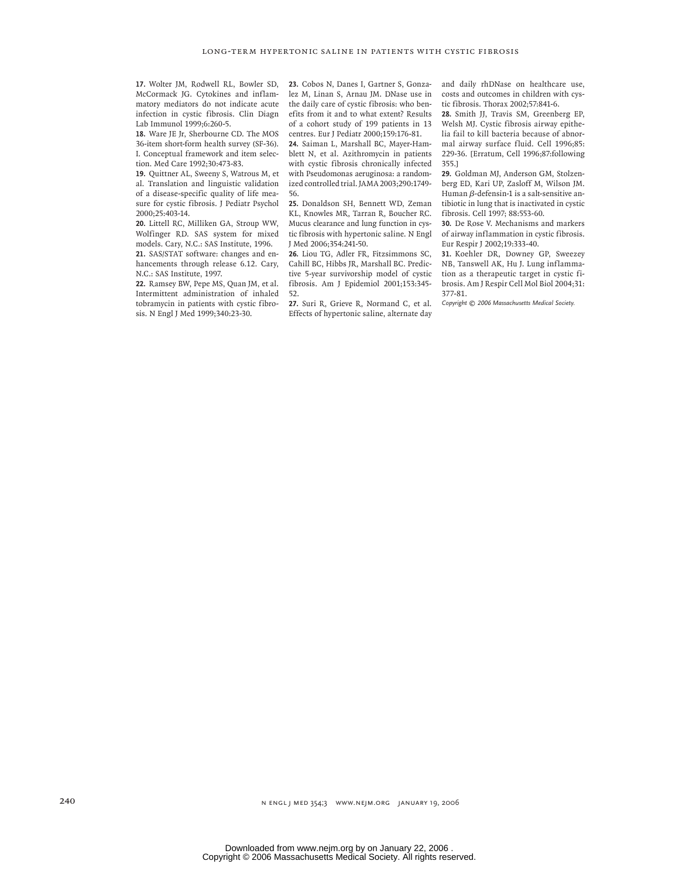**17.** Wolter JM, Rodwell RL, Bowler SD, McCormack JG. Cytokines and inflammatory mediators do not indicate acute infection in cystic fibrosis. Clin Diagn Lab Immunol 1999;6:260-5.

**18.** Ware JE Jr, Sherbourne CD. The MOS 36-item short-form health survey (SF-36). I. Conceptual framework and item selection. Med Care 1992;30:473-83.

**19.** Quittner AL, Sweeny S, Watrous M, et al. Translation and linguistic validation of a disease-specific quality of life measure for cystic fibrosis. J Pediatr Psychol 2000;25:403-14.

**20.** Littell RC, Milliken GA, Stroup WW, Wolfinger RD. SAS system for mixed models. Cary, N.C.: SAS Institute, 1996.

**21.** SAS/STAT software: changes and enhancements through release 6.12. Cary, N.C.: SAS Institute, 1997.

**22.** Ramsey BW, Pepe MS, Quan JM, et al. Intermittent administration of inhaled tobramycin in patients with cystic fibrosis. N Engl J Med 1999;340:23-30.

**23.** Cobos N, Danes I, Gartner S, Gonzalez M, Linan S, Arnau JM. DNase use in the daily care of cystic fibrosis: who benefits from it and to what extent? Results of a cohort study of 199 patients in 13 centres. Eur J Pediatr 2000;159:176-81.

**24.** Saiman L, Marshall BC, Mayer-Hamblett N, et al. Azithromycin in patients with cystic fibrosis chronically infected with Pseudomonas aeruginosa: a randomized controlled trial. JAMA 2003;290:1749-56.

**25.** Donaldson SH, Bennett WD, Zeman KL, Knowles MR, Tarran R, Boucher RC. Mucus clearance and lung function in cystic fibrosis with hypertonic saline. N Engl J Med 2006;354:241-50.

**26.** Liou TG, Adler FR, Fitzsimmons SC, Cahill BC, Hibbs JR, Marshall BC. Predictive 5-year survivorship model of cystic fibrosis. Am J Epidemiol 2001;153:345-52.

**27.** Suri R, Grieve R, Normand C, et al. Effects of hypertonic saline, alternate day and daily rhDNase on healthcare use, costs and outcomes in children with cystic fibrosis. Thorax 2002;57:841-6.

**28.** Smith JJ, Travis SM, Greenberg EP, Welsh MJ. Cystic fibrosis airway epithelia fail to kill bacteria because of abnormal airway surface fluid. Cell 1996;85:229-36. [Erratum, Cell 1996;87:following 355.]

**29.** Goldman MJ, Anderson GM, Stolzenberg ED, Kari UP, Zasloff M, Wilson JM. Human $\beta$-defensin-1 is a salt-sensitive antibiotic in lung that is inactivated in cystic fibrosis. Cell 1997; 88:553-60.

**30.** De Rose V. Mechanisms and markers of airway inflammation in cystic fibrosis. Eur Respir J 2002;19:333-40.

**31.** Koehler DR, Downey GP, Sweezey NB, Tanswell AK, Hu J. Lung inflammation as a therapeutic target in cystic fibrosis. Am J Respir Cell Mol Biol 2004;31:377-81.

*Copyright © 2006 Massachusetts Medical Society.*